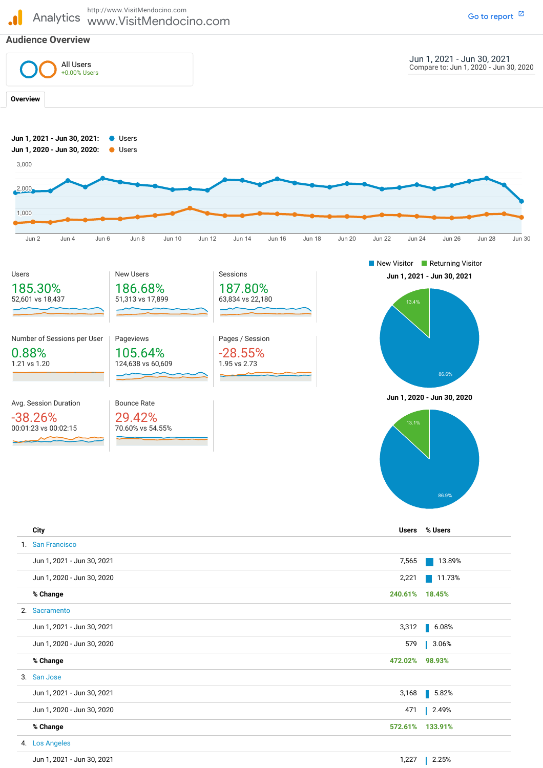Analytics http://www.VisitMendocino.com
www.VisitMendocino.com

Go to report

## Audience Overview

All Users
+0.00% Users

Jun 1, 2021 - Jun 30, 2021
Compare to: Jun 1, 2020 - Jun 30, 2020

**Overview**

**Jun 1, 2021 - Jun 30, 2021:** Users
**Jun 1, 2020 - Jun 30, 2020:** Users

| Metric | Change | Values |
|---|---|---|
| Users | 185.30% | 52,601 vs 18,437 |
| New Users | 186.68% | 51,313 vs 17,899 |
| Sessions | 187.80% | 63,834 vs 22,180 |
| Number of Sessions per User | 0.88% | 1.21 vs 1.20 |
| Pageviews | 105.64% | 124,638 vs 60,609 |
| Pages / Session | -28.55% | 1.95 vs 2.73 |
| Avg. Session Duration | -38.26% | 00:01:23 vs 00:02:15 |
| Bounce Rate | 29.42% | 70.60% vs 54.55% |

New Visitor / Returning Visitor

**Jun 1, 2021 - Jun 30, 2021**: New Visitor 86.6%, Returning Visitor 13.4%

**Jun 1, 2020 - Jun 30, 2020**: New Visitor 86.9%, Returning Visitor 13.1%

| | City | Users | % Users |
|---|---|---|---|
| 1. | San Francisco | | |
| | Jun 1, 2021 - Jun 30, 2021 | 7,565 | 13.89% |
| | Jun 1, 2020 - Jun 30, 2020 | 2,221 | 11.73% |
| | **% Change** | 240.61% | 18.45% |
| 2. | Sacramento | | |
| | Jun 1, 2021 - Jun 30, 2021 | 3,312 | 6.08% |
| | Jun 1, 2020 - Jun 30, 2020 | 579 | 3.06% |
| | **% Change** | 472.02% | 98.93% |
| 3. | San Jose | | |
| | Jun 1, 2021 - Jun 30, 2021 | 3,168 | 5.82% |
| | Jun 1, 2020 - Jun 30, 2020 | 471 | 2.49% |
| | **% Change** | 572.61% | 133.91% |
| 4. | Los Angeles | | |
| | Jun 1, 2021 - Jun 30, 2021 | 1,227 | 2.25% |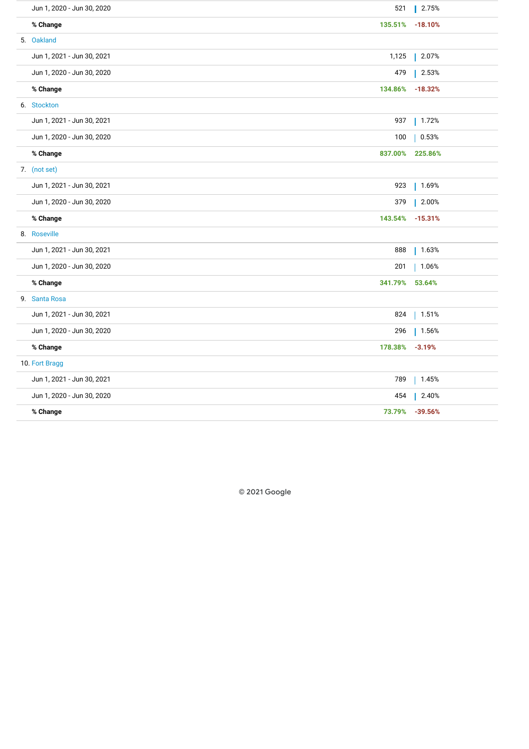| | | |
|---|---|---|
| Jun 1, 2020 - Jun 30, 2020 | 521 | 2.75% |
| **% Change** | **135.51%** | **-18.10%** |
| 5. Oakland | | |
| Jun 1, 2021 - Jun 30, 2021 | 1,125 | 2.07% |
| Jun 1, 2020 - Jun 30, 2020 | 479 | 2.53% |
| **% Change** | **134.86%** | **-18.32%** |
| 6. Stockton | | |
| Jun 1, 2021 - Jun 30, 2021 | 937 | 1.72% |
| Jun 1, 2020 - Jun 30, 2020 | 100 | 0.53% |
| **% Change** | **837.00%** | **225.86%** |
| 7. (not set) | | |
| Jun 1, 2021 - Jun 30, 2021 | 923 | 1.69% |
| Jun 1, 2020 - Jun 30, 2020 | 379 | 2.00% |
| **% Change** | **143.54%** | **-15.31%** |
| 8. Roseville | | |
| Jun 1, 2021 - Jun 30, 2021 | 888 | 1.63% |
| Jun 1, 2020 - Jun 30, 2020 | 201 | 1.06% |
| **% Change** | **341.79%** | **53.64%** |
| 9. Santa Rosa | | |
| Jun 1, 2021 - Jun 30, 2021 | 824 | 1.51% |
| Jun 1, 2020 - Jun 30, 2020 | 296 | 1.56% |
| **% Change** | **178.38%** | **-3.19%** |
| 10. Fort Bragg | | |
| Jun 1, 2021 - Jun 30, 2021 | 789 | 1.45% |
| Jun 1, 2020 - Jun 30, 2020 | 454 | 2.40% |
| **% Change** | **73.79%** | **-39.56%** |

© 2021 Google